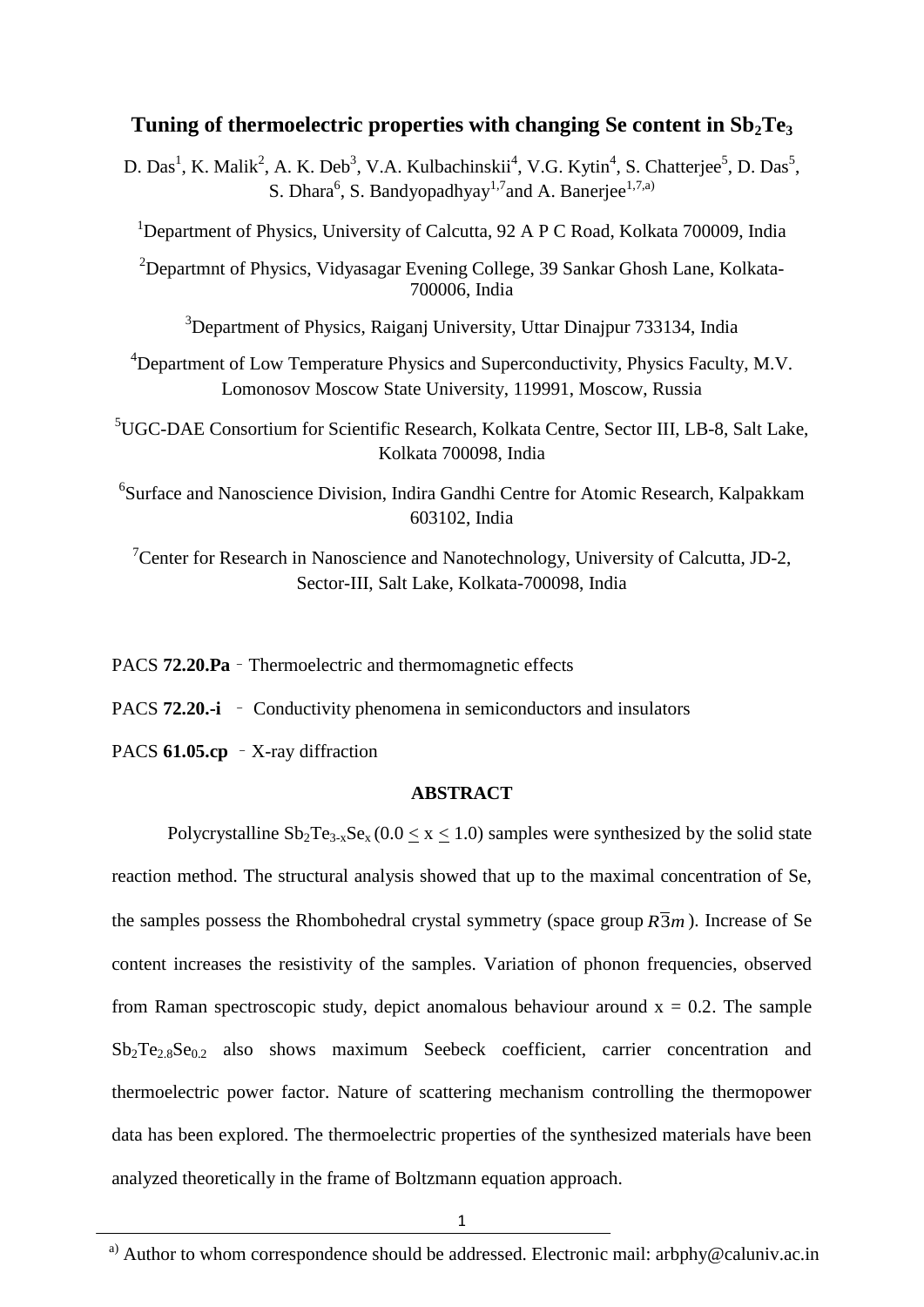# Tuning of thermoelectric properties with changing Se content in $Sb_2Te_3$

D. Das[1], K. Malik[2], A. K. Deb[3], V.A. Kulbachinskii[4], V.G. Kytin[4], S. Chatterjee[5], D. Das[5], S. Dhara[6], S. Bandyopadhyay[1,7] and A. Banerjee[1,7,a)]

[1]Department of Physics, University of Calcutta, 92 A P C Road, Kolkata 700009, India

[2]Departmnt of Physics, Vidyasagar Evening College, 39 Sankar Ghosh Lane, Kolkata-700006, India

[3]Department of Physics, Raiganj University, Uttar Dinajpur 733134, India

[4]Department of Low Temperature Physics and Superconductivity, Physics Faculty, M.V. Lomonosov Moscow State University, 119991, Moscow, Russia

[5]UGC-DAE Consortium for Scientific Research, Kolkata Centre, Sector III, LB-8, Salt Lake, Kolkata 700098, India

[6]Surface and Nanoscience Division, Indira Gandhi Centre for Atomic Research, Kalpakkam 603102, India

[7]Center for Research in Nanoscience and Nanotechnology, University of Calcutta, JD-2, Sector-III, Salt Lake, Kolkata-700098, India

PACS **72.20.Pa** – Thermoelectric and thermomagnetic effects

PACS **72.20.-i** – Conductivity phenomena in semiconductors and insulators

PACS **61.05.cp** – X-ray diffraction

## ABSTRACT

Polycrystalline $Sb_2Te_{3-x}Se_x$ ($0.0 \leq x \leq 1.0$) samples were synthesized by the solid state reaction method. The structural analysis showed that up to the maximal concentration of Se, the samples possess the Rhombohedral crystal symmetry (space group $R\overline{3}m$). Increase of Se content increases the resistivity of the samples. Variation of phonon frequencies, observed from Raman spectroscopic study, depict anomalous behaviour around x = 0.2. The sample $Sb_2Te_{2.8}Se_{0.2}$ also shows maximum Seebeck coefficient, carrier concentration and thermoelectric power factor. Nature of scattering mechanism controlling the thermopower data has been explored. The thermoelectric properties of the synthesized materials have been analyzed theoretically in the frame of Boltzmann equation approach.

[a)] Author to whom correspondence should be addressed. Electronic mail: arbphy@caluniv.ac.in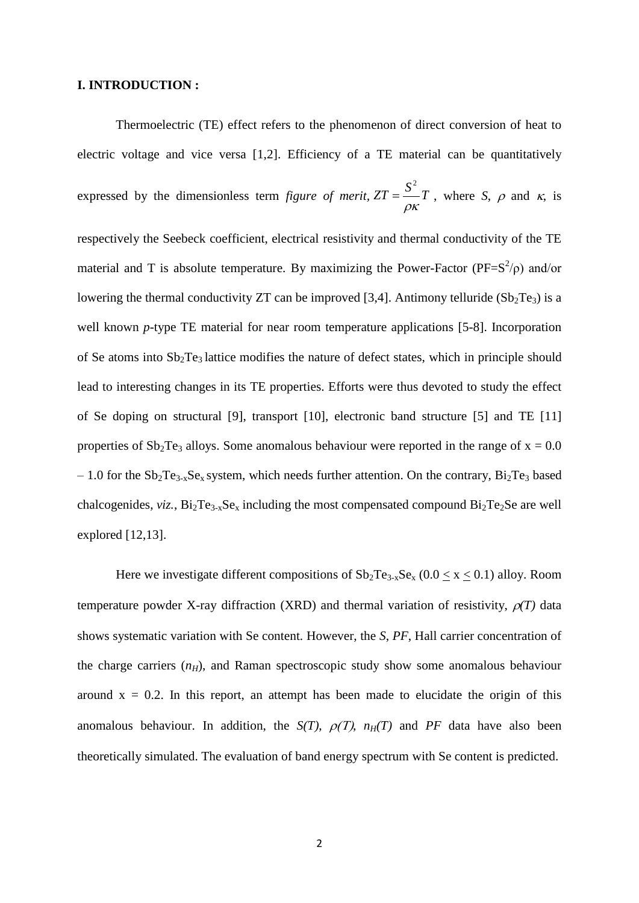**I. INTRODUCTION :**

Thermoelectric (TE) effect refers to the phenomenon of direct conversion of heat to electric voltage and vice versa [1,2]. Efficiency of a TE material can be quantitatively expressed by the dimensionless term *figure of merit*, $ZT = \frac{S^2}{\rho\kappa}T$, where *S*, $\rho$ and $\kappa$, is respectively the Seebeck coefficient, electrical resistivity and thermal conductivity of the TE material and T is absolute temperature. By maximizing the Power-Factor ($PF=S^2/\rho$) and/or lowering the thermal conductivity ZT can be improved [3,4]. Antimony telluride ($Sb_2Te_3$) is a well known *p*-type TE material for near room temperature applications [5-8]. Incorporation of Se atoms into $Sb_2Te_3$ lattice modifies the nature of defect states, which in principle should lead to interesting changes in its TE properties. Efforts were thus devoted to study the effect of Se doping on structural [9], transport [10], electronic band structure [5] and TE [11] properties of $Sb_2Te_3$ alloys. Some anomalous behaviour were reported in the range of x = 0.0 – 1.0 for the $Sb_2Te_{3-x}Se_x$ system, which needs further attention. On the contrary, $Bi_2Te_3$ based chalcogenides, *viz.*, $Bi_2Te_{3-x}Se_x$ including the most compensated compound $Bi_2Te_2Se$ are well explored [12,13].

Here we investigate different compositions of $Sb_2Te_{3-x}Se_x$ ($0.0 \leq x \leq 0.1$) alloy. Room temperature powder X-ray diffraction (XRD) and thermal variation of resistivity, $\rho(T)$ data shows systematic variation with Se content. However, the *S*, *PF*, Hall carrier concentration of the charge carriers ($n_H$), and Raman spectroscopic study show some anomalous behaviour around x = 0.2. In this report, an attempt has been made to elucidate the origin of this anomalous behaviour. In addition, the $S(T)$, $\rho(T)$, $n_H(T)$ and *PF* data have also been theoretically simulated. The evaluation of band energy spectrum with Se content is predicted.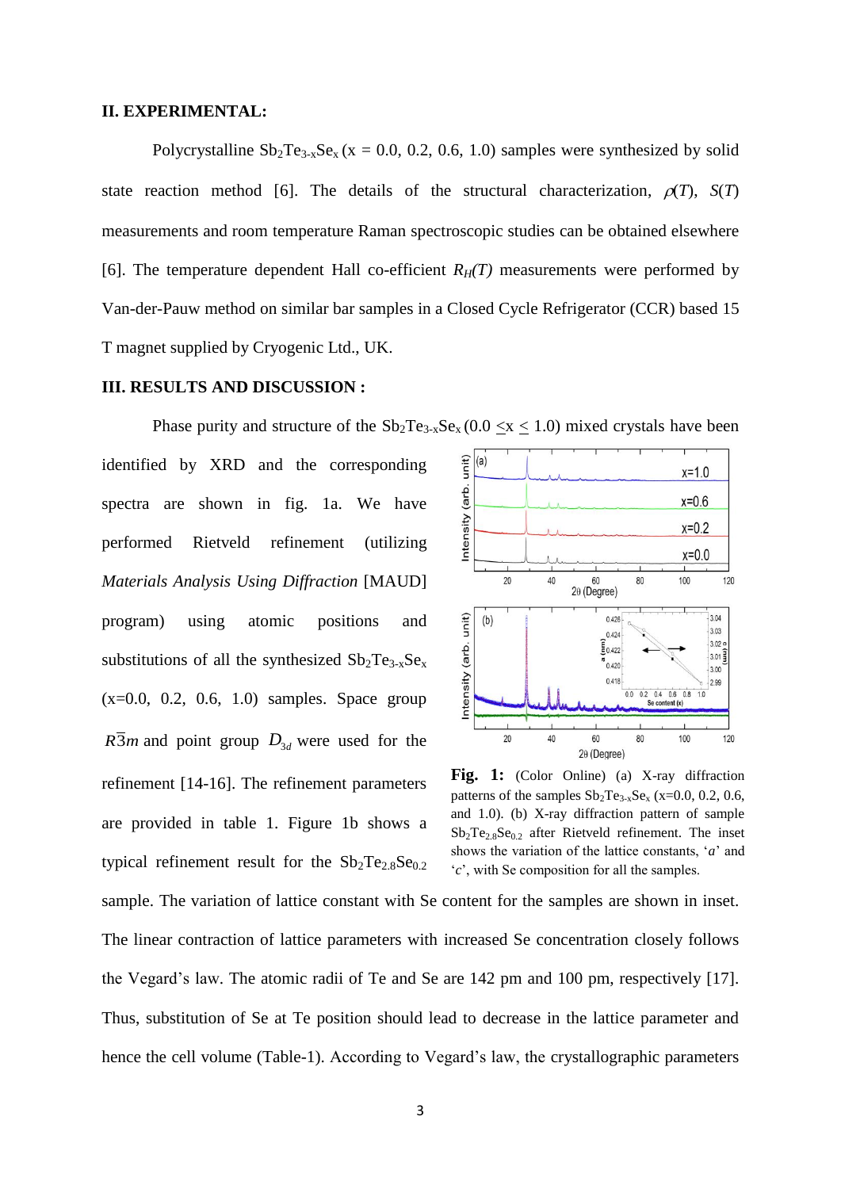## II. EXPERIMENTAL:

Polycrystalline $Sb_2Te_{3-x}Se_x$ (x = 0.0, 0.2, 0.6, 1.0) samples were synthesized by solid state reaction method [6]. The details of the structural characterization, $\rho(T)$, $S(T)$ measurements and room temperature Raman spectroscopic studies can be obtained elsewhere [6]. The temperature dependent Hall co-efficient $R_H(T)$ measurements were performed by Van-der-Pauw method on similar bar samples in a Closed Cycle Refrigerator (CCR) based 15 T magnet supplied by Cryogenic Ltd., UK.

## III. RESULTS AND DISCUSSION :

Phase purity and structure of the $Sb_2Te_{3-x}Se_x$ ($0.0 \leq x \leq 1.0$) mixed crystals have been identified by XRD and the corresponding spectra are shown in fig. 1a. We have performed Rietveld refinement (utilizing *Materials Analysis Using Diffraction* [MAUD] program) using atomic positions and substitutions of all the synthesized $Sb_2Te_{3-x}Se_x$ (x=0.0, 0.2, 0.6, 1.0) samples. Space group $R\bar{3}m$ and point group $D_{3d}$ were used for the refinement [14-16]. The refinement parameters are provided in table 1. Figure 1b shows a typical refinement result for the $Sb_2Te_{2.8}Se_{0.2}$ sample. The variation of lattice constant with Se content for the samples are shown in inset. The linear contraction of lattice parameters with increased Se concentration closely follows the Vegard's law. The atomic radii of Te and Se are 142 pm and 100 pm, respectively [17]. Thus, substitution of Se at Te position should lead to decrease in the lattice parameter and hence the cell volume (Table-1). According to Vegard's law, the crystallographic parameters

**Fig. 1:** (Color Online) (a) X-ray diffraction patterns of the samples $Sb_2Te_{3-x}Se_x$ (x=0.0, 0.2, 0.6, and 1.0). (b) X-ray diffraction pattern of sample $Sb_2Te_{2.8}Se_{0.2}$ after Rietveld refinement. The inset shows the variation of the lattice constants, '*a*' and '*c*', with Se composition for all the samples.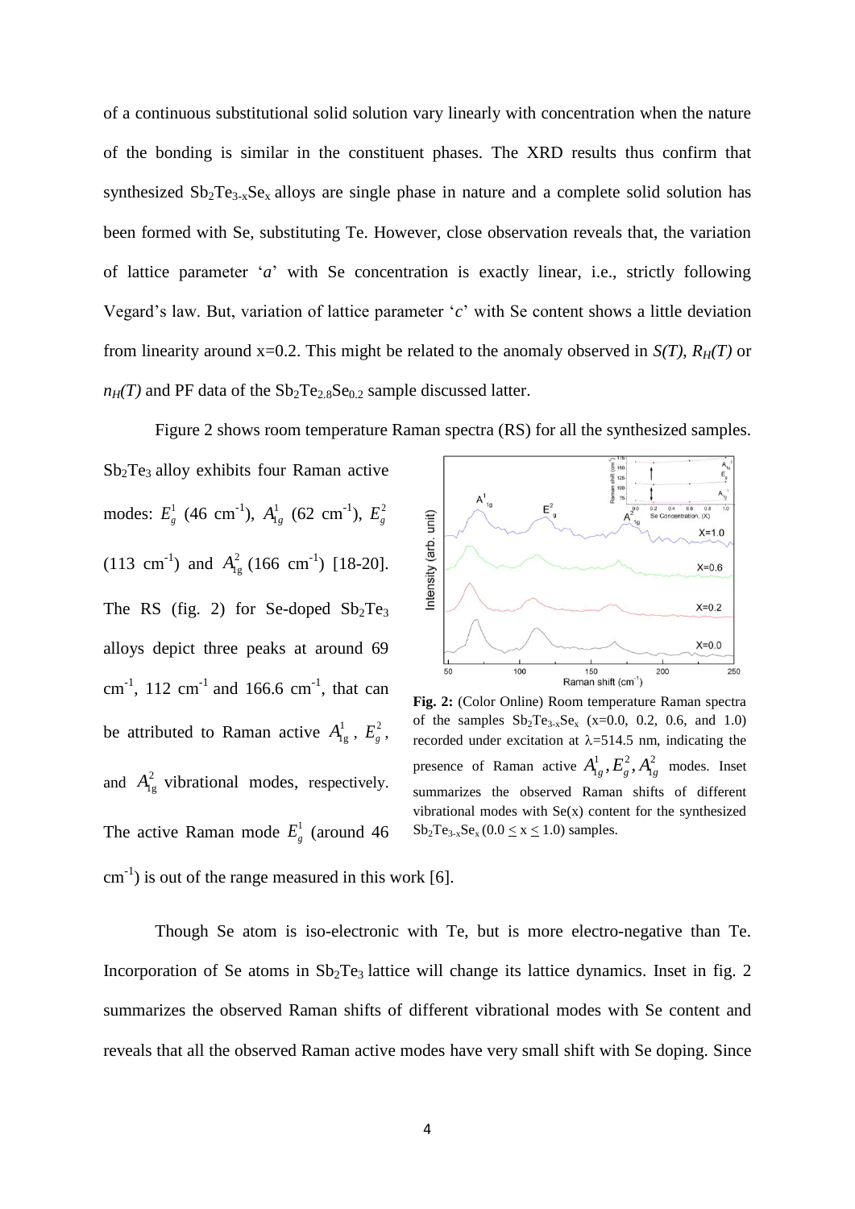of a continuous substitutional solid solution vary linearly with concentration when the nature of the bonding is similar in the constituent phases. The XRD results thus confirm that synthesized $Sb_2Te_{3-x}Se_x$ alloys are single phase in nature and a complete solid solution has been formed with Se, substituting Te. However, close observation reveals that, the variation of lattice parameter '*a*' with Se concentration is exactly linear, i.e., strictly following Vegard's law. But, variation of lattice parameter '*c*' with Se content shows a little deviation from linearity around x=0.2. This might be related to the anomaly observed in *S(T)*, $R_H(T)$ or $n_H(T)$ and PF data of the $Sb_2Te_{2.8}Se_{0.2}$ sample discussed latter.

Figure 2 shows room temperature Raman spectra (RS) for all the synthesized samples. $Sb_2Te_3$ alloy exhibits four Raman active modes: $E_g^1$ (46 cm$^{-1}$), $A_{1g}^1$ (62 cm$^{-1}$), $E_g^2$ (113 cm$^{-1}$) and $A_{1g}^2$ (166 cm$^{-1}$) [18-20]. The RS (fig. 2) for Se-doped $Sb_2Te_3$ alloys depict three peaks at around 69 cm$^{-1}$, 112 cm$^{-1}$ and 166.6 cm$^{-1}$, that can be attributed to Raman active $A_{1g}^1$, $E_g^2$, and $A_{1g}^2$ vibrational modes, respectively. The active Raman mode $E_g^1$ (around 46 cm$^{-1}$) is out of the range measured in this work [6].

**Fig. 2:** (Color Online) Room temperature Raman spectra of the samples $Sb_2Te_{3-x}Se_x$ (x=0.0, 0.2, 0.6, and 1.0) recorded under excitation at λ=514.5 nm, indicating the presence of Raman active $A_{1g}^1, E_g^2, A_{1g}^2$ modes. Inset summarizes the observed Raman shifts of different vibrational modes with Se(x) content for the synthesized $Sb_2Te_{3-x}Se_x$ (0.0 ≤ x ≤ 1.0) samples.

Though Se atom is iso-electronic with Te, but is more electro-negative than Te. Incorporation of Se atoms in $Sb_2Te_3$ lattice will change its lattice dynamics. Inset in fig. 2 summarizes the observed Raman shifts of different vibrational modes with Se content and reveals that all the observed Raman active modes have very small shift with Se doping. Since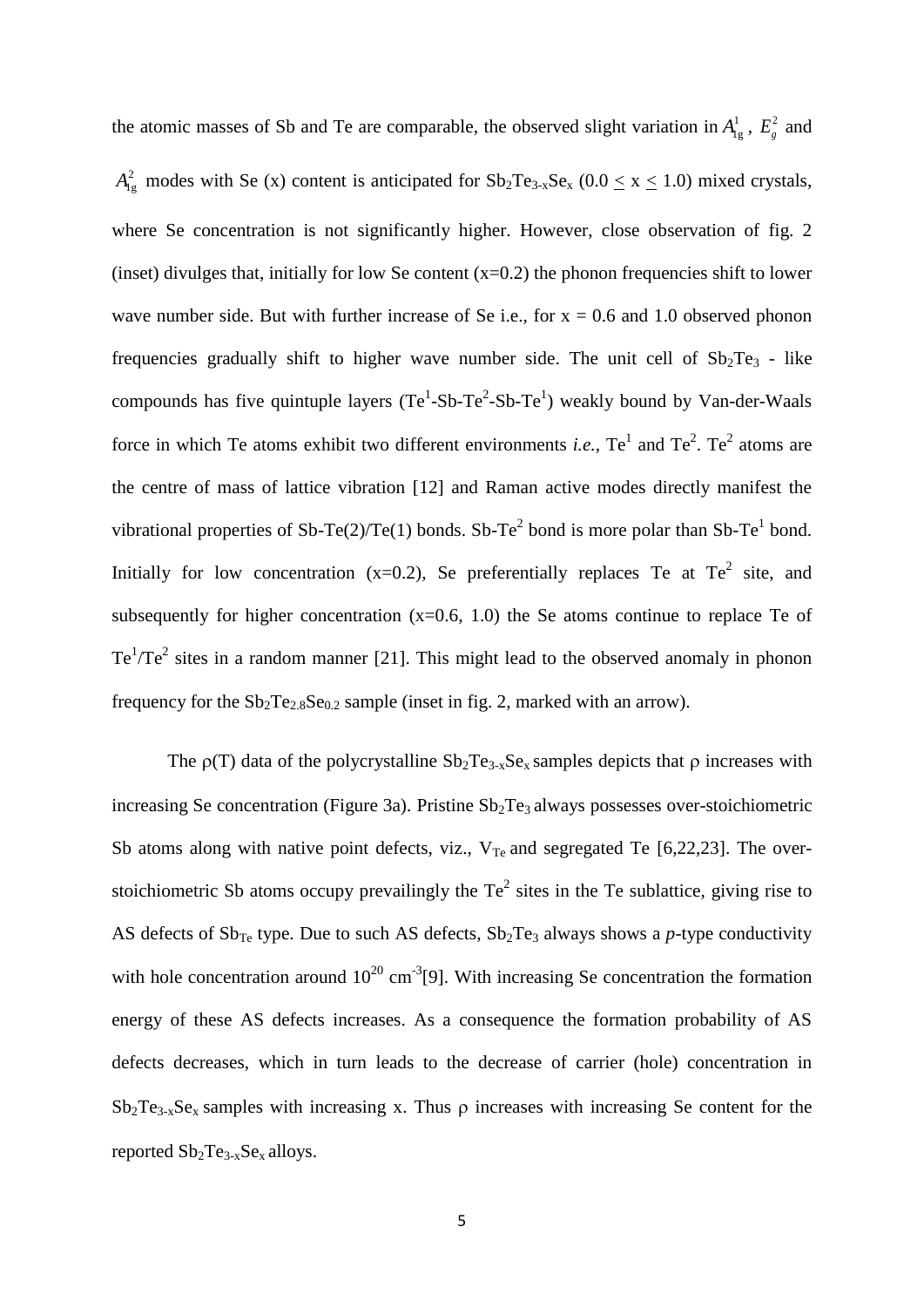the atomic masses of Sb and Te are comparable, the observed slight variation in $A_{1g}^{1}$, $E_{g}^{2}$ and $A_{1g}^{2}$ modes with Se (x) content is anticipated for $Sb_2Te_{3-x}Se_x$ ($0.0 \leq x \leq 1.0$) mixed crystals, where Se concentration is not significantly higher. However, close observation of fig. 2 (inset) divulges that, initially for low Se content (x=0.2) the phonon frequencies shift to lower wave number side. But with further increase of Se i.e., for x = 0.6 and 1.0 observed phonon frequencies gradually shift to higher wave number side. The unit cell of $Sb_2Te_3$ - like compounds has five quintuple layers ($Te^1$-Sb-$Te^2$-Sb-$Te^1$) weakly bound by Van-der-Waals force in which Te atoms exhibit two different environments *i.e.*, $Te^1$ and $Te^2$. $Te^2$ atoms are the centre of mass of lattice vibration [12] and Raman active modes directly manifest the vibrational properties of Sb-Te(2)/Te(1) bonds. Sb-$Te^2$ bond is more polar than Sb-$Te^1$ bond. Initially for low concentration (x=0.2), Se preferentially replaces Te at $Te^2$ site, and subsequently for higher concentration (x=0.6, 1.0) the Se atoms continue to replace Te of $Te^1$/$Te^2$ sites in a random manner [21]. This might lead to the observed anomaly in phonon frequency for the $Sb_2Te_{2.8}Se_{0.2}$ sample (inset in fig. 2, marked with an arrow).

The $\rho$(T) data of the polycrystalline $Sb_2Te_{3-x}Se_x$ samples depicts that $\rho$ increases with increasing Se concentration (Figure 3a). Pristine $Sb_2Te_3$ always possesses over-stoichiometric Sb atoms along with native point defects, viz., $V_{Te}$ and segregated Te [6,22,23]. The over-stoichiometric Sb atoms occupy prevailingly the $Te^2$ sites in the Te sublattice, giving rise to AS defects of $Sb_{Te}$ type. Due to such AS defects, $Sb_2Te_3$ always shows a *p*-type conductivity with hole concentration around $10^{20}$ $cm^{-3}$[9]. With increasing Se concentration the formation energy of these AS defects increases. As a consequence the formation probability of AS defects decreases, which in turn leads to the decrease of carrier (hole) concentration in $Sb_2Te_{3-x}Se_x$ samples with increasing x. Thus $\rho$ increases with increasing Se content for the reported $Sb_2Te_{3-x}Se_x$ alloys.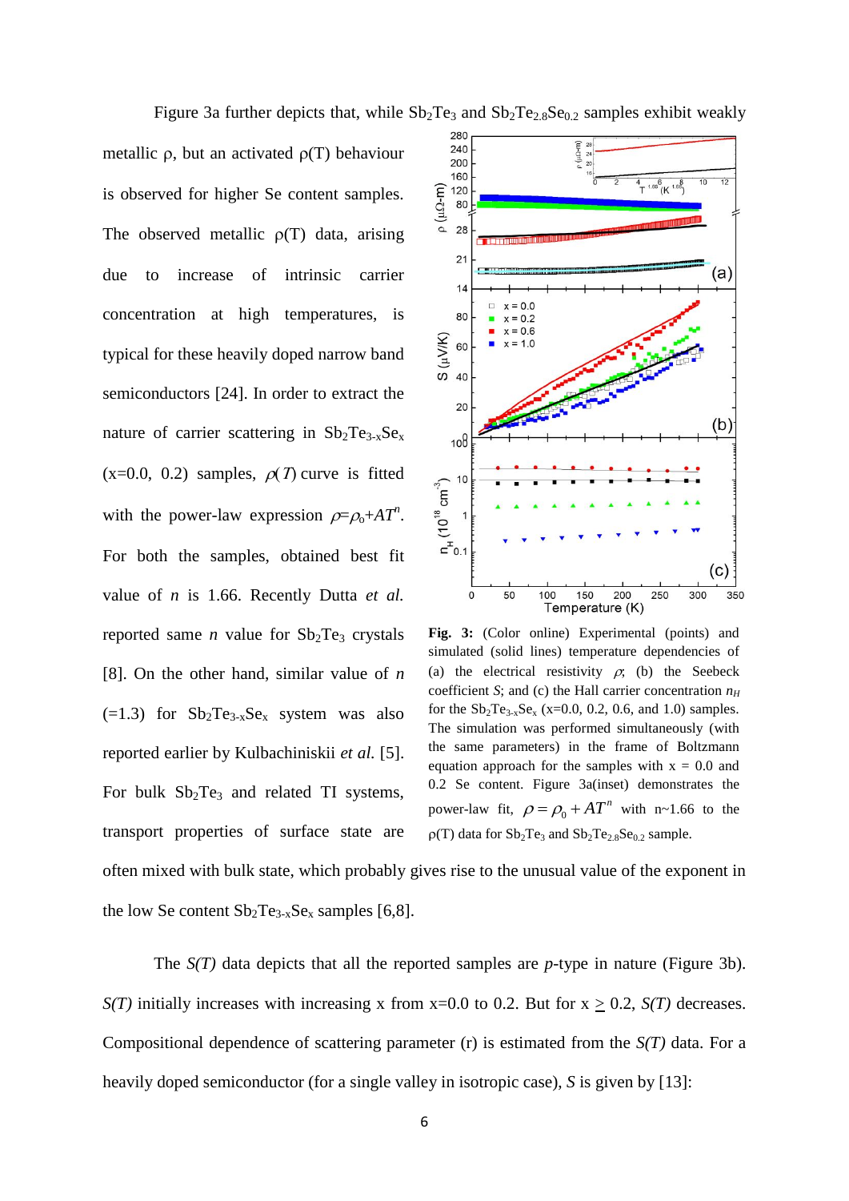Figure 3a further depicts that, while $Sb_2Te_3$ and $Sb_2Te_{2.8}Se_{0.2}$ samples exhibit weakly metallic ρ, but an activated ρ(T) behaviour is observed for higher Se content samples. The observed metallic ρ(T) data, arising due to increase of intrinsic carrier concentration at high temperatures, is typical for these heavily doped narrow band semiconductors [24]. In order to extract the nature of carrier scattering in $Sb_2Te_{3-x}Se_x$ (x=0.0, 0.2) samples, $\rho(T)$ curve is fitted with the power-law expression $\rho=\rho_0+AT^n$. For both the samples, obtained best fit value of $n$ is 1.66. Recently Dutta *et al.* reported same $n$ value for $Sb_2Te_3$ crystals [8]. On the other hand, similar value of $n$ (=1.3) for $Sb_2Te_{3-x}Se_x$ system was also reported earlier by Kulbachiniskii *et al.* [5]. For bulk $Sb_2Te_3$ and related TI systems, transport properties of surface state are often mixed with bulk state, which probably gives rise to the unusual value of the exponent in the low Se content $Sb_2Te_{3-x}Se_x$ samples [6,8].

**Fig. 3:** (Color online) Experimental (points) and simulated (solid lines) temperature dependencies of (a) the electrical resistivity $\rho$; (b) the Seebeck coefficient $S$; and (c) the Hall carrier concentration $n_H$ for the $Sb_2Te_{3-x}Se_x$ (x=0.0, 0.2, 0.6, and 1.0) samples. The simulation was performed simultaneously (with the same parameters) in the frame of Boltzmann equation approach for the samples with x = 0.0 and 0.2 Se content. Figure 3a(inset) demonstrates the power-law fit, $\rho = \rho_0 + AT^n$ with n~1.66 to the ρ(T) data for $Sb_2Te_3$ and $Sb_2Te_{2.8}Se_{0.2}$ sample.

The *S(T)* data depicts that all the reported samples are *p*-type in nature (Figure 3b). *S(T)* initially increases with increasing x from x=0.0 to 0.2. But for x $\geq$ 0.2, *S(T)* decreases. Compositional dependence of scattering parameter (r) is estimated from the *S(T)* data. For a heavily doped semiconductor (for a single valley in isotropic case), *S* is given by [13]: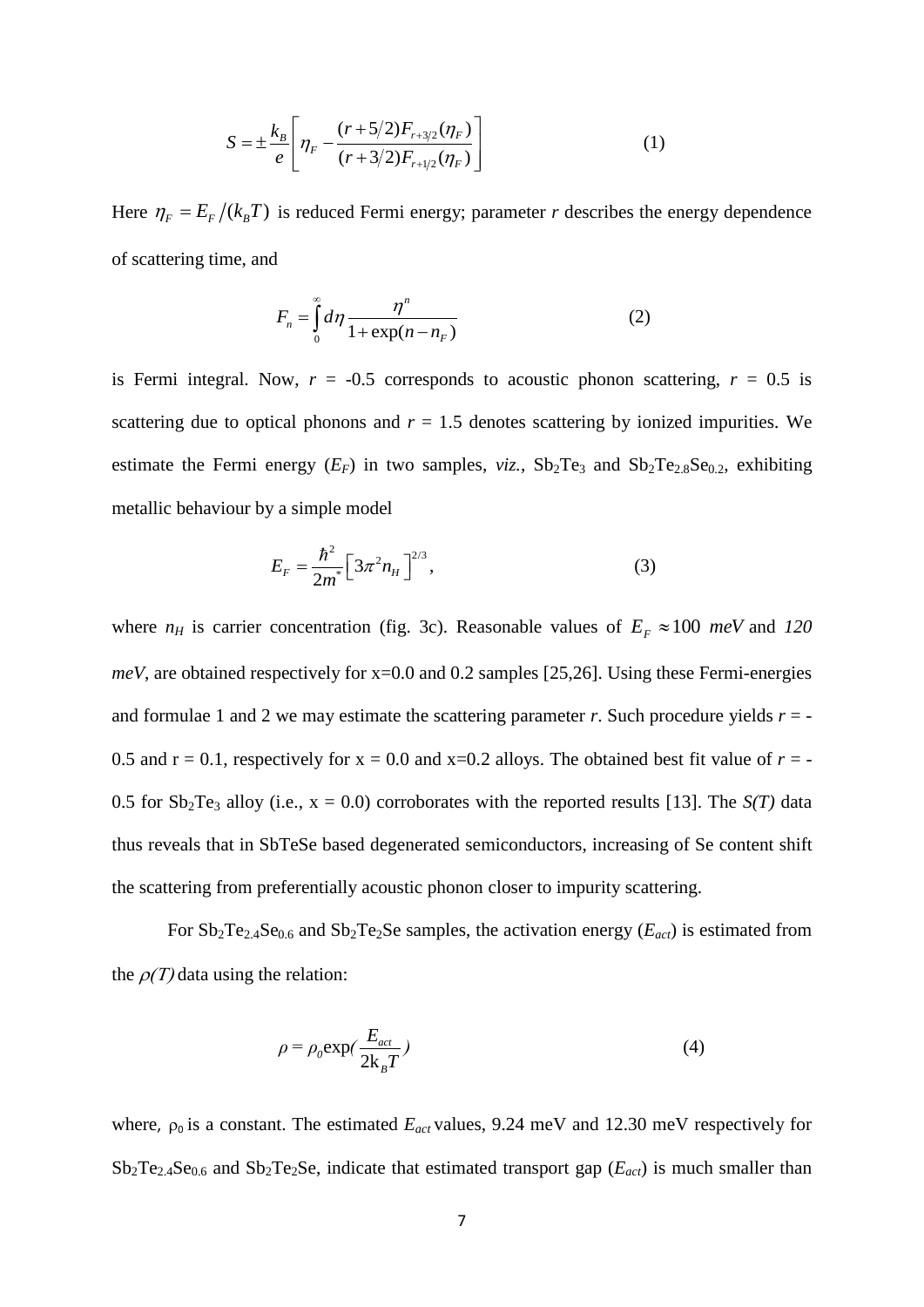$$S = \pm \frac{k_B}{e}\left[\eta_F - \frac{(r+5/2)F_{r+3/2}(\eta_F)}{(r+3/2)F_{r+1/2}(\eta_F)}\right] \tag{1}$$

Here $\eta_F = E_F/(k_B T)$ is reduced Fermi energy; parameter *r* describes the energy dependence of scattering time, and

$$F_n = \int_0^{\infty} d\eta \frac{\eta^n}{1+\exp(n-n_F)} \tag{2}$$

is Fermi integral. Now, $r$ = -0.5 corresponds to acoustic phonon scattering, $r$ = 0.5 is scattering due to optical phonons and $r$ = 1.5 denotes scattering by ionized impurities. We estimate the Fermi energy ($E_F$) in two samples, *viz.*, $Sb_2Te_3$ and $Sb_2Te_{2.8}Se_{0.2}$, exhibiting metallic behaviour by a simple model

$$E_F = \frac{\hbar^2}{2m^*}\left[3\pi^2 n_H\right]^{2/3}, \tag{3}$$

where $n_H$ is carrier concentration (fig. 3c). Reasonable values of $E_F \approx 100$ *meV* and *120 meV*, are obtained respectively for x=0.0 and 0.2 samples [25,26]. Using these Fermi-energies and formulae 1 and 2 we may estimate the scattering parameter *r*. Such procedure yields $r$ = -0.5 and r = 0.1, respectively for x = 0.0 and x=0.2 alloys. The obtained best fit value of $r$ = -0.5 for $Sb_2Te_3$ alloy (i.e., x = 0.0) corroborates with the reported results [13]. The *S(T)* data thus reveals that in SbTeSe based degenerated semiconductors, increasing of Se content shift the scattering from preferentially acoustic phonon closer to impurity scattering.

For $Sb_2Te_{2.4}Se_{0.6}$ and $Sb_2Te_2Se$ samples, the activation energy ($E_{act}$) is estimated from the $\rho(T)$ data using the relation:

$$\rho = \rho_0 \exp\left(\frac{E_{act}}{2k_B T}\right) \tag{4}$$

where, $\rho_0$ is a constant. The estimated $E_{act}$ values, 9.24 meV and 12.30 meV respectively for $Sb_2Te_{2.4}Se_{0.6}$ and $Sb_2Te_2Se$, indicate that estimated transport gap ($E_{act}$) is much smaller than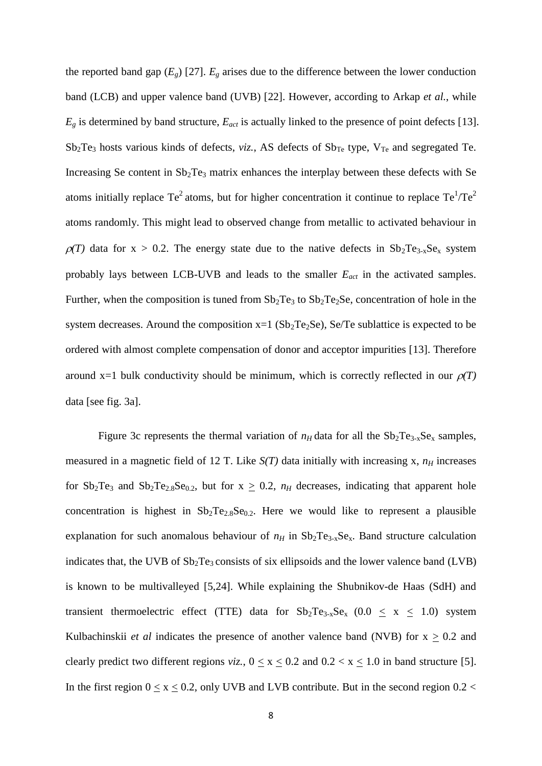the reported band gap ($E_g$) [27]. $E_g$ arises due to the difference between the lower conduction band (LCB) and upper valence band (UVB) [22]. However, according to Arkap *et al.*, while $E_g$ is determined by band structure, $E_{act}$ is actually linked to the presence of point defects [13]. $Sb_2Te_3$ hosts various kinds of defects, *viz.*, AS defects of $Sb_{Te}$ type, $V_{Te}$ and segregated Te. Increasing Se content in $Sb_2Te_3$ matrix enhances the interplay between these defects with Se atoms initially replace $Te^2$ atoms, but for higher concentration it continue to replace $Te^1/Te^2$ atoms randomly. This might lead to observed change from metallic to activated behaviour in $\rho(T)$ data for $x > 0.2$. The energy state due to the native defects in $Sb_2Te_{3-x}Se_x$ system probably lays between LCB-UVB and leads to the smaller $E_{act}$ in the activated samples. Further, when the composition is tuned from $Sb_2Te_3$ to $Sb_2Te_2Se$, concentration of hole in the system decreases. Around the composition x=1 ($Sb_2Te_2Se$), Se/Te sublattice is expected to be ordered with almost complete compensation of donor and acceptor impurities [13]. Therefore around x=1 bulk conductivity should be minimum, which is correctly reflected in our $\rho(T)$ data [see fig. 3a].

Figure 3c represents the thermal variation of $n_H$ data for all the $Sb_2Te_{3-x}Se_x$ samples, measured in a magnetic field of 12 T. Like *S(T)* data initially with increasing x, $n_H$ increases for $Sb_2Te_3$ and $Sb_2Te_{2.8}Se_{0.2}$, but for $x \geq 0.2$, $n_H$ decreases, indicating that apparent hole concentration is highest in $Sb_2Te_{2.8}Se_{0.2}$. Here we would like to represent a plausible explanation for such anomalous behaviour of $n_H$ in $Sb_2Te_{3-x}Se_x$. Band structure calculation indicates that, the UVB of $Sb_2Te_3$ consists of six ellipsoids and the lower valence band (LVB) is known to be multivalleyed [5,24]. While explaining the Shubnikov-de Haas (SdH) and transient thermoelectric effect (TTE) data for $Sb_2Te_{3-x}Se_x$ ($0.0 \leq x \leq 1.0$) system Kulbachinskii *et al* indicates the presence of another valence band (NVB) for $x \geq 0.2$ and clearly predict two different regions *viz.*, $0 \leq x \leq 0.2$ and $0.2 < x \leq 1.0$ in band structure [5]. In the first region $0 \leq x \leq 0.2$, only UVB and LVB contribute. But in the second region $0.2 <$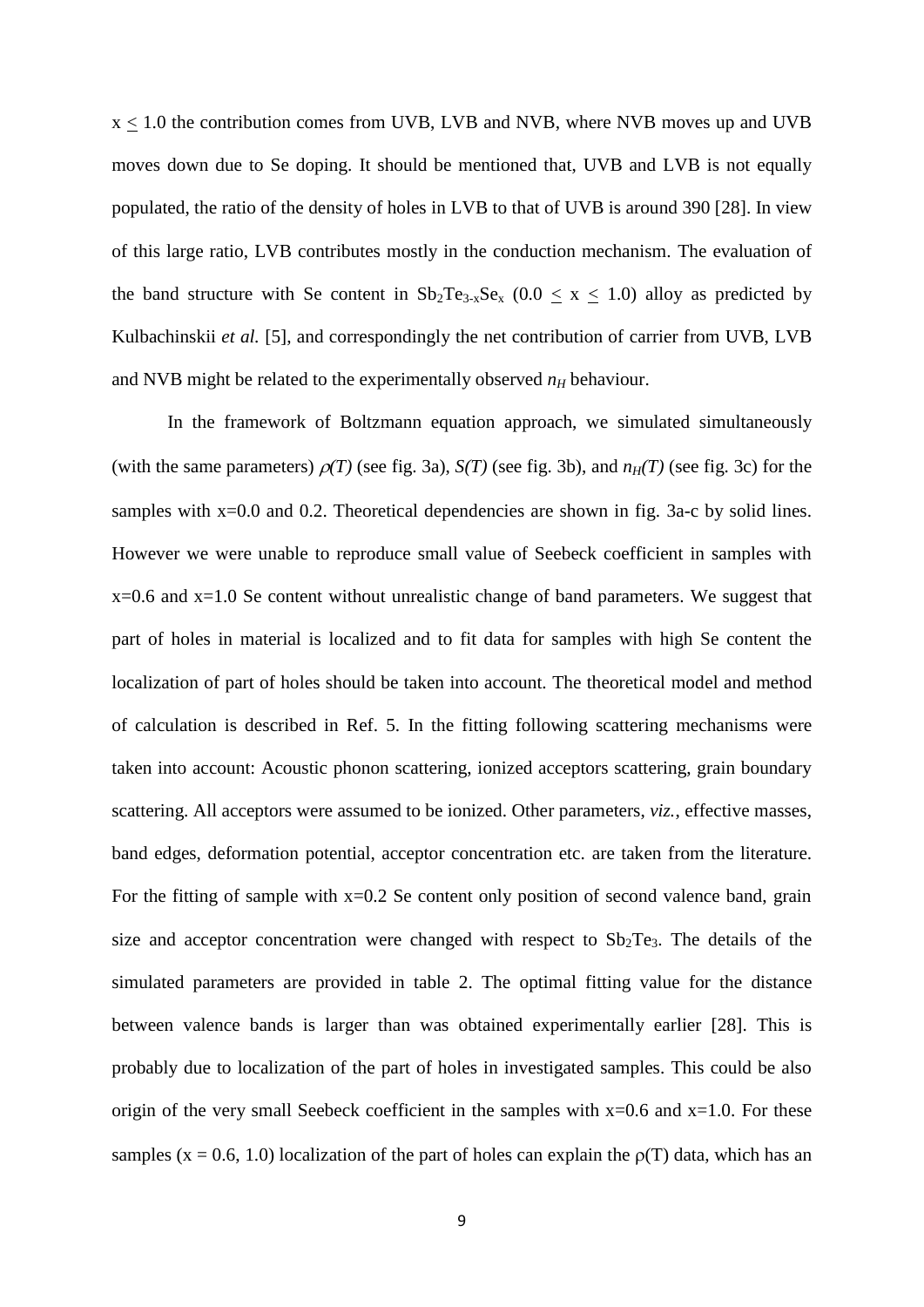$x \leq 1.0$ the contribution comes from UVB, LVB and NVB, where NVB moves up and UVB moves down due to Se doping. It should be mentioned that, UVB and LVB is not equally populated, the ratio of the density of holes in LVB to that of UVB is around 390 [28]. In view of this large ratio, LVB contributes mostly in the conduction mechanism. The evaluation of the band structure with Se content in $Sb_2Te_{3-x}Se_x$ ($0.0 \leq x \leq 1.0$) alloy as predicted by Kulbachinskii *et al.* [5], and correspondingly the net contribution of carrier from UVB, LVB and NVB might be related to the experimentally observed $n_H$ behaviour.

In the framework of Boltzmann equation approach, we simulated simultaneously (with the same parameters) $\rho(T)$ (see fig. 3a), $S(T)$ (see fig. 3b), and $n_H(T)$ (see fig. 3c) for the samples with x=0.0 and 0.2. Theoretical dependencies are shown in fig. 3a-c by solid lines. However we were unable to reproduce small value of Seebeck coefficient in samples with x=0.6 and x=1.0 Se content without unrealistic change of band parameters. We suggest that part of holes in material is localized and to fit data for samples with high Se content the localization of part of holes should be taken into account. The theoretical model and method of calculation is described in Ref. 5. In the fitting following scattering mechanisms were taken into account: Acoustic phonon scattering, ionized acceptors scattering, grain boundary scattering. All acceptors were assumed to be ionized. Other parameters, *viz.*, effective masses, band edges, deformation potential, acceptor concentration etc. are taken from the literature. For the fitting of sample with x=0.2 Se content only position of second valence band, grain size and acceptor concentration were changed with respect to $Sb_2Te_3$. The details of the simulated parameters are provided in table 2. The optimal fitting value for the distance between valence bands is larger than was obtained experimentally earlier [28]. This is probably due to localization of the part of holes in investigated samples. This could be also origin of the very small Seebeck coefficient in the samples with x=0.6 and x=1.0. For these samples (x = 0.6, 1.0) localization of the part of holes can explain the $\rho(T)$ data, which has an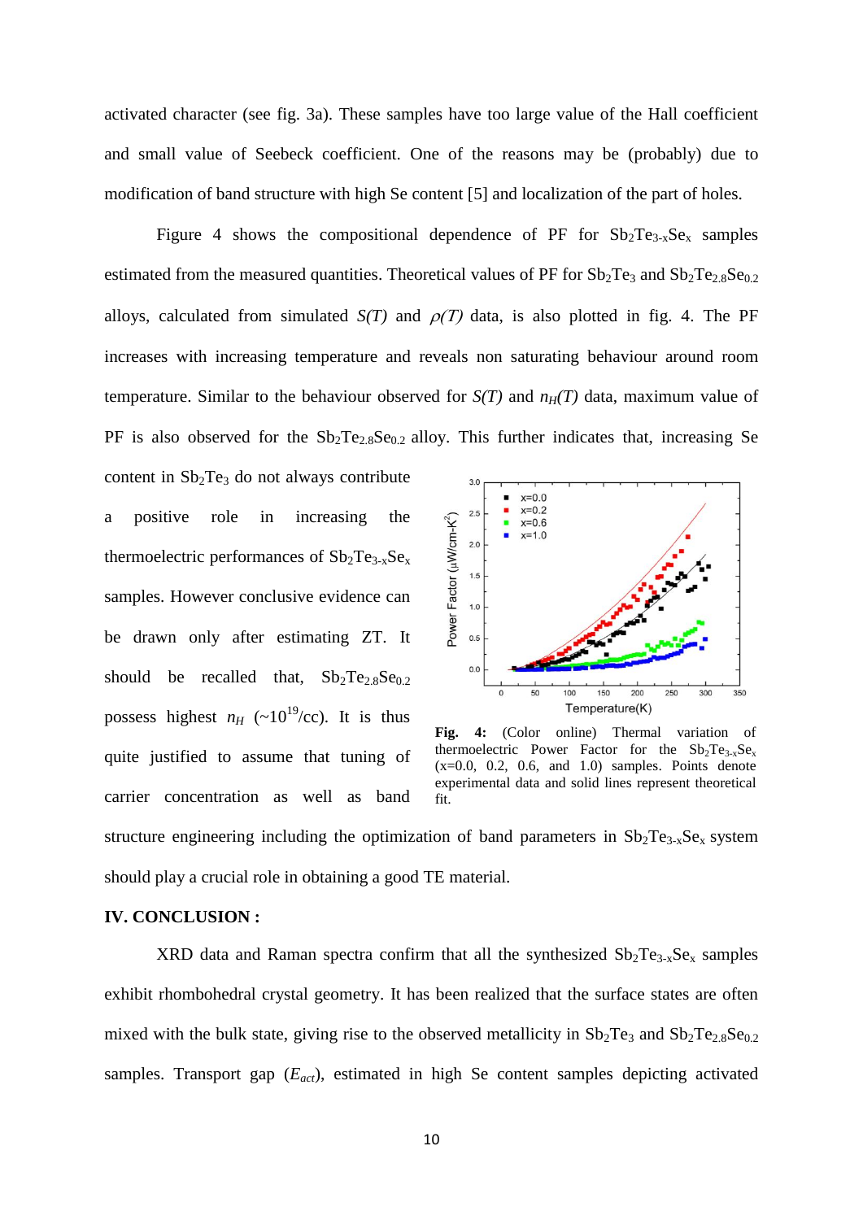activated character (see fig. 3a). These samples have too large value of the Hall coefficient and small value of Seebeck coefficient. One of the reasons may be (probably) due to modification of band structure with high Se content [5] and localization of the part of holes.

Figure 4 shows the compositional dependence of PF for $Sb_2Te_{3-x}Se_x$ samples estimated from the measured quantities. Theoretical values of PF for $Sb_2Te_3$ and $Sb_2Te_{2.8}Se_{0.2}$ alloys, calculated from simulated $S(T)$ and $\rho(T)$ data, is also plotted in fig. 4. The PF increases with increasing temperature and reveals non saturating behaviour around room temperature. Similar to the behaviour observed for $S(T)$ and $n_H(T)$ data, maximum value of PF is also observed for the $Sb_2Te_{2.8}Se_{0.2}$ alloy. This further indicates that, increasing Se content in $Sb_2Te_3$ do not always contribute a positive role in increasing the thermoelectric performances of $Sb_2Te_{3-x}Se_x$ samples. However conclusive evidence can be drawn only after estimating ZT. It should be recalled that, $Sb_2Te_{2.8}Se_{0.2}$ possess highest $n_H$ (~$10^{19}$/cc). It is thus quite justified to assume that tuning of carrier concentration as well as band structure engineering including the optimization of band parameters in $Sb_2Te_{3-x}Se_x$ system should play a crucial role in obtaining a good TE material.

**Fig. 4:** (Color online) Thermal variation of thermoelectric Power Factor for the $Sb_2Te_{3-x}Se_x$ (x=0.0, 0.2, 0.6, and 1.0) samples. Points denote experimental data and solid lines represent theoretical fit.

## IV. CONCLUSION :

XRD data and Raman spectra confirm that all the synthesized $Sb_2Te_{3-x}Se_x$ samples exhibit rhombohedral crystal geometry. It has been realized that the surface states are often mixed with the bulk state, giving rise to the observed metallicity in $Sb_2Te_3$ and $Sb_2Te_{2.8}Se_{0.2}$ samples. Transport gap ($E_{act}$), estimated in high Se content samples depicting activated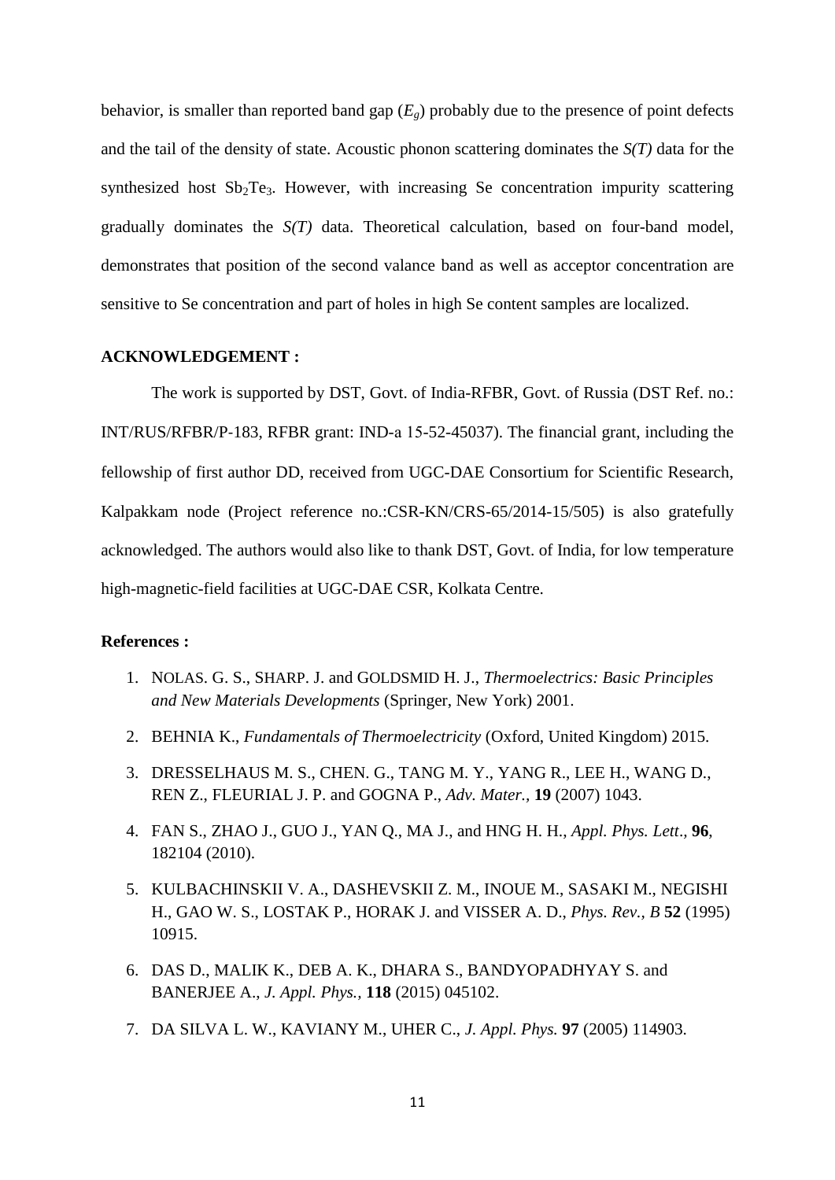behavior, is smaller than reported band gap ($E_g$) probably due to the presence of point defects and the tail of the density of state. Acoustic phonon scattering dominates the *S(T)* data for the synthesized host $Sb_2Te_3$. However, with increasing Se concentration impurity scattering gradually dominates the *S(T)* data. Theoretical calculation, based on four-band model, demonstrates that position of the second valance band as well as acceptor concentration are sensitive to Se concentration and part of holes in high Se content samples are localized.

**ACKNOWLEDGEMENT :**

The work is supported by DST, Govt. of India-RFBR, Govt. of Russia (DST Ref. no.: INT/RUS/RFBR/P-183, RFBR grant: IND-a 15-52-45037). The financial grant, including the fellowship of first author DD, received from UGC-DAE Consortium for Scientific Research, Kalpakkam node (Project reference no.:CSR-KN/CRS-65/2014-15/505) is also gratefully acknowledged. The authors would also like to thank DST, Govt. of India, for low temperature high-magnetic-field facilities at UGC-DAE CSR, Kolkata Centre.

**References :**

1. NOLAS. G. S., SHARP. J. and GOLDSMID H. J., *Thermoelectrics: Basic Principles and New Materials Developments* (Springer, New York) 2001.
2. BEHNIA K., *Fundamentals of Thermoelectricity* (Oxford, United Kingdom) 2015.
3. DRESSELHAUS M. S., CHEN. G., TANG M. Y., YANG R., LEE H., WANG D., REN Z., FLEURIAL J. P. and GOGNA P., *Adv. Mater.,* **19** (2007) 1043.
4. FAN S., ZHAO J., GUO J., YAN Q., MA J., and HNG H. H., *Appl. Phys. Lett*., **96**, 182104 (2010).
5. KULBACHINSKII V. A., DASHEVSKII Z. M., INOUE M., SASAKI M., NEGISHI H., GAO W. S., LOSTAK P., HORAK J. and VISSER A. D., *Phys. Rev., B* **52** (1995) 10915.
6. DAS D., MALIK K., DEB A. K., DHARA S., BANDYOPADHYAY S. and BANERJEE A., *J. Appl. Phys.,* **118** (2015) 045102.
7. DA SILVA L. W., KAVIANY M., UHER C., *J. Appl. Phys.* **97** (2005) 114903.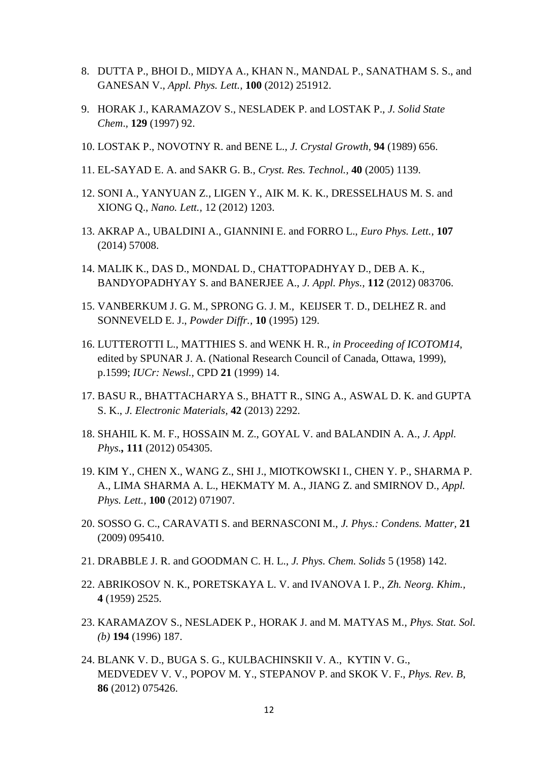8. DUTTA P., BHOI D., MIDYA A., KHAN N., MANDAL P., SANATHAM S. S., and GANESAN V., *Appl. Phys. Lett.,* **100** (2012) 251912.

9. HORAK J., KARAMAZOV S., NESLADEK P. and LOSTAK P., *J. Solid State Chem*., **129** (1997) 92.

10. LOSTAK P., NOVOTNY R. and BENE L., *J. Crystal Growth,* **94** (1989) 656.

11. EL-SAYAD E. A. and SAKR G. B., *Cryst. Res. Technol.,* **40** (2005) 1139.

12. SONI A., YANYUAN Z., LIGEN Y., AIK M. K. K., DRESSELHAUS M. S. and XIONG Q., *Nano. Lett.,* 12 (2012) 1203.

13. AKRAP A., UBALDINI A., GIANNINI E. and FORRO L., *Euro Phys. Lett.,* **107** (2014) 57008.

14. MALIK K., DAS D., MONDAL D., CHATTOPADHYAY D., DEB A. K., BANDYOPADHYAY S. and BANERJEE A., *J. Appl. Phys.,* **112** (2012) 083706.

15. VANBERKUM J. G. M., SPRONG G. J. M., KEIJSER T. D., DELHEZ R. and SONNEVELD E. J., *Powder Diffr.,* **10** (1995) 129.

16. LUTTEROTTI L., MATTHIES S. and WENK H. R., *in Proceeding of ICOTOM14*, edited by SPUNAR J. A. (National Research Council of Canada, Ottawa, 1999), p.1599; *IUCr: Newsl.,* CPD **21** (1999) 14.

17. BASU R., BHATTACHARYA S., BHATT R., SING A., ASWAL D. K. and GUPTA S. K., *J. Electronic Materials,* **42** (2013) 2292.

18. SHAHIL K. M. F., HOSSAIN M. Z., GOYAL V. and BALANDIN A. A., *J. Appl. Phys.***, 111** (2012) 054305.

19. KIM Y., CHEN X., WANG Z., SHI J., MIOTKOWSKI I., CHEN Y. P., SHARMA P. A., LIMA SHARMA A. L., HEKMATY M. A., JIANG Z. and SMIRNOV D., *Appl. Phys. Lett.,* **100** (2012) 071907.

20. SOSSO G. C., CARAVATI S. and BERNASCONI M., *J. Phys.: Condens. Matter,* **21** (2009) 095410.

21. DRABBLE J. R. and GOODMAN C. H. L., *J. Phys. Chem. Solids* 5 (1958) 142.

22. ABRIKOSOV N. K., PORETSKAYA L. V. and IVANOVA I. P., *Zh. Neorg. Khim.,* **4** (1959) 2525.

23. KARAMAZOV S., NESLADEK P., HORAK J. and M. MATYAS M., *Phys. Stat. Sol. (b)* **194** (1996) 187.

24. BLANK V. D., BUGA S. G., KULBACHINSKII V. A., KYTIN V. G., MEDVEDEV V. V., POPOV M. Y., STEPANOV P. and SKOK V. F., *Phys. Rev. B*, **86** (2012) 075426.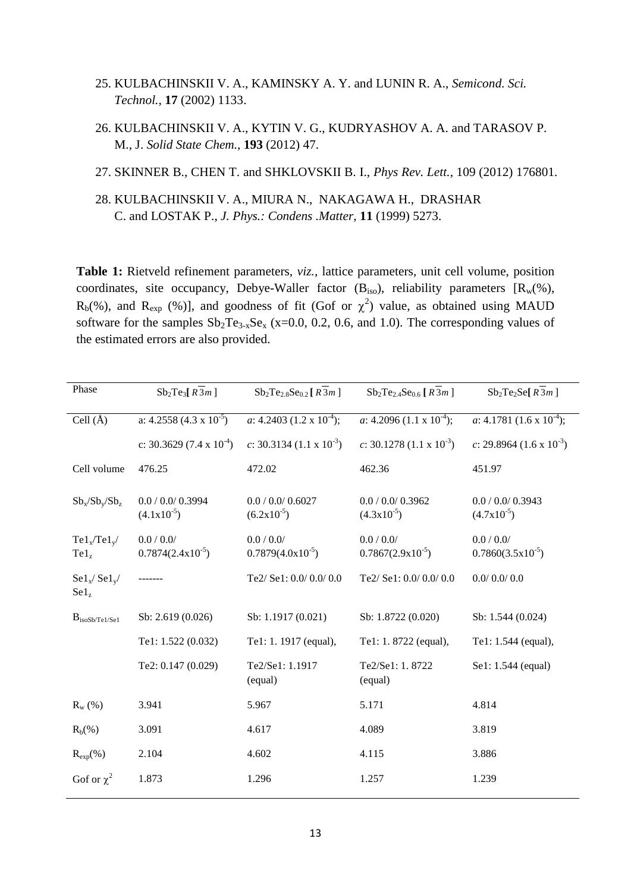25. KULBACHINSKII V. A., KAMINSKY A. Y. and LUNIN R. A., *Semicond. Sci. Technol.,* **17** (2002) 1133.

26. KULBACHINSKII V. A., KYTIN V. G., KUDRYASHOV A. A. and TARASOV P. M., J. *Solid State Chem.,* **193** (2012) 47.

27. SKINNER B., CHEN T. and SHKLOVSKII B. I., *Phys Rev. Lett.,* 109 (2012) 176801.

28. KULBACHINSKII V. A., MIURA N., NAKAGAWA H., DRASHAR C. and LOSTAK P., *J. Phys.: Condens .Matter,* **11** (1999) 5273.

**Table 1:** Rietveld refinement parameters, *viz.*, lattice parameters, unit cell volume, position coordinates, site occupancy, Debye-Waller factor ($B_{iso}$), reliability parameters [$R_w$(%), $R_b$(%), and $R_{exp}$ (%)], and goodness of fit (Gof or $\chi^2$) value, as obtained using MAUD software for the samples $Sb_2Te_{3-x}Se_x$ (x=0.0, 0.2, 0.6, and 1.0). The corresponding values of the estimated errors are also provided.

| Phase | $Sb_2Te_3$[ $R\overline{3}m$ ] | $Sb_2Te_{2.8}Se_{0.2}$ [ $R\overline{3}m$ ] | $Sb_2Te_{2.4}Se_{0.6}$ [ $R\overline{3}m$ ] | $Sb_2Te_2Se$[ $R\overline{3}m$ ] |
|---|---|---|---|---|
| Cell (Å) | a: 4.2558 (4.3 x $10^{-5}$) | *a*: 4.2403 (1.2 x $10^{-4}$); | *a*: 4.2096 (1.1 x $10^{-4}$); | *a*: 4.1781 (1.6 x $10^{-4}$); |
| | c: 30.3629 (7.4 x $10^{-4}$) | *c*: 30.3134 (1.1 x $10^{-3}$) | *c*: 30.1278 (1.1 x $10^{-3}$) | *c*: 29.8964 (1.6 x $10^{-3}$) |
| Cell volume | 476.25 | 472.02 | 462.36 | 451.97 |
| $Sb_x$/$Sb_y$/$Sb_z$ | 0.0 / 0.0/ 0.3994 (4.1x$10^{-5}$) | 0.0 / 0.0/ 0.6027 (6.2x$10^{-5}$) | 0.0 / 0.0/ 0.3962 (4.3x$10^{-5}$) | 0.0 / 0.0/ 0.3943 (4.7x$10^{-5}$) |
| $Te1_x$/$Te1_y$/ $Te1_z$ | 0.0 / 0.0/ 0.7874(2.4x$10^{-5}$) | 0.0 / 0.0/ 0.7879(4.0x$10^{-5}$) | 0.0 / 0.0/ 0.7867(2.9x$10^{-5}$) | 0.0 / 0.0/ 0.7860(3.5x$10^{-5}$) |
| $Se1_x$/ $Se1_y$/ $Se1_z$ | ------- | Te2/ Se1: 0.0/ 0.0/ 0.0 | Te2/ Se1: 0.0/ 0.0/ 0.0 | 0.0/ 0.0/ 0.0 |
| $B_{isoSb/Te1/Se1}$ | Sb: 2.619 (0.026) | Sb: 1.1917 (0.021) | Sb: 1.8722 (0.020) | Sb: 1.544 (0.024) |
| | Te1: 1.522 (0.032) | Te1: 1. 1917 (equal), | Te1: 1. 8722 (equal), | Te1: 1.544 (equal), |
| | Te2: 0.147 (0.029) | Te2/Se1: 1.1917 (equal) | Te2/Se1: 1. 8722 (equal) | Se1: 1.544 (equal) |
| $R_w$ (%) | 3.941 | 5.967 | 5.171 | 4.814 |
| $R_b$(%) | 3.091 | 4.617 | 4.089 | 3.819 |
| $R_{exp}$(%) | 2.104 | 4.602 | 4.115 | 3.886 |
| Gof or $\chi^2$ | 1.873 | 1.296 | 1.257 | 1.239 |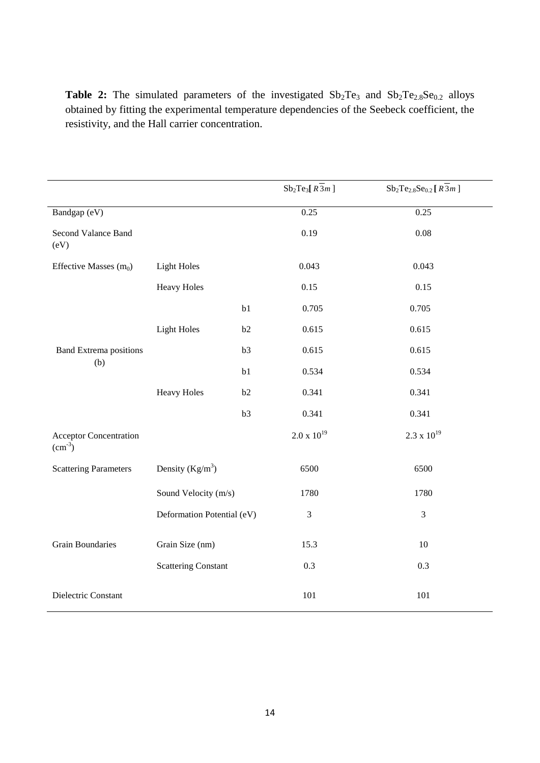**Table 2:** The simulated parameters of the investigated $Sb_2Te_3$ and $Sb_2Te_{2.8}Se_{0.2}$ alloys obtained by fitting the experimental temperature dependencies of the Seebeck coefficient, the resistivity, and the Hall carrier concentration.

| | | | $Sb_2Te_3$[ $R\overline{3}m$ ] | $Sb_2Te_{2.8}Se_{0.2}$ [ $R\overline{3}m$ ] |
|---|---|---|---|---|
| Bandgap (eV) | | | 0.25 | 0.25 |
| Second Valance Band (eV) | | | 0.19 | 0.08 |
| Effective Masses ($m_0$) | Light Holes | | 0.043 | 0.043 |
| | Heavy Holes | | 0.15 | 0.15 |
| Band Extrema positions (b) | Light Holes | b1 | 0.705 | 0.705 |
| | | b2 | 0.615 | 0.615 |
| | | b3 | 0.615 | 0.615 |
| | Heavy Holes | b1 | 0.534 | 0.534 |
| | | b2 | 0.341 | 0.341 |
| | | b3 | 0.341 | 0.341 |
| Acceptor Concentration ($cm^{-3}$) | | | $2.0 \times 10^{19}$ | $2.3 \times 10^{19}$ |
| Scattering Parameters | Density ($Kg/m^3$) | | 6500 | 6500 |
| | Sound Velocity (m/s) | | 1780 | 1780 |
| | Deformation Potential (eV) | | 3 | 3 |
| Grain Boundaries | Grain Size (nm) | | 15.3 | 10 |
| | Scattering Constant | | 0.3 | 0.3 |
| Dielectric Constant | | | 101 | 101 |